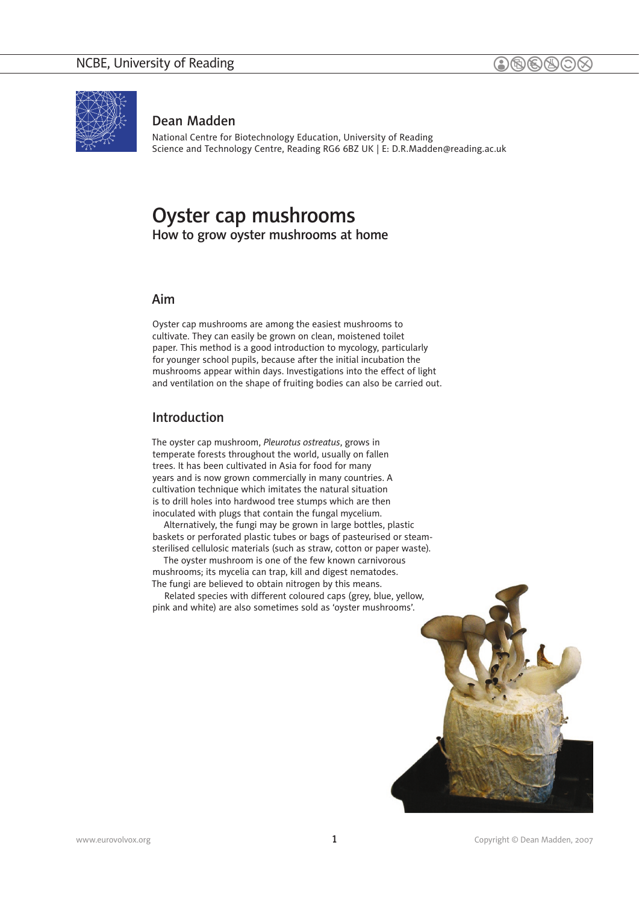## Dean Madden

National Centre for Biotechnology Education, University of Reading
Science and Technology Centre, Reading RG6 6BZ UK | E: D.R.Madden@reading.ac.uk

# Oyster cap mushrooms

### How to grow oyster mushrooms at home

## Aim

Oyster cap mushrooms are among the easiest mushrooms to cultivate. They can easily be grown on clean, moistened toilet paper. This method is a good introduction to mycology, particularly for younger school pupils, because after the initial incubation the mushrooms appear within days. Investigations into the effect of light and ventilation on the shape of fruiting bodies can also be carried out.

## Introduction

The oyster cap mushroom, *Pleurotus ostreatus*, grows in temperate forests throughout the world, usually on fallen trees. It has been cultivated in Asia for food for many years and is now grown commercially in many countries. A cultivation technique which imitates the natural situation is to drill holes into hardwood tree stumps which are then inoculated with plugs that contain the fungal mycelium.

Alternatively, the fungi may be grown in large bottles, plastic baskets or perforated plastic tubes or bags of pasteurised or steam-sterilised cellulosic materials (such as straw, cotton or paper waste).

The oyster mushroom is one of the few known carnivorous mushrooms; its mycelia can trap, kill and digest nematodes. The fungi are believed to obtain nitrogen by this means.

Related species with different coloured caps (grey, blue, yellow, pink and white) are also sometimes sold as 'oyster mushrooms'.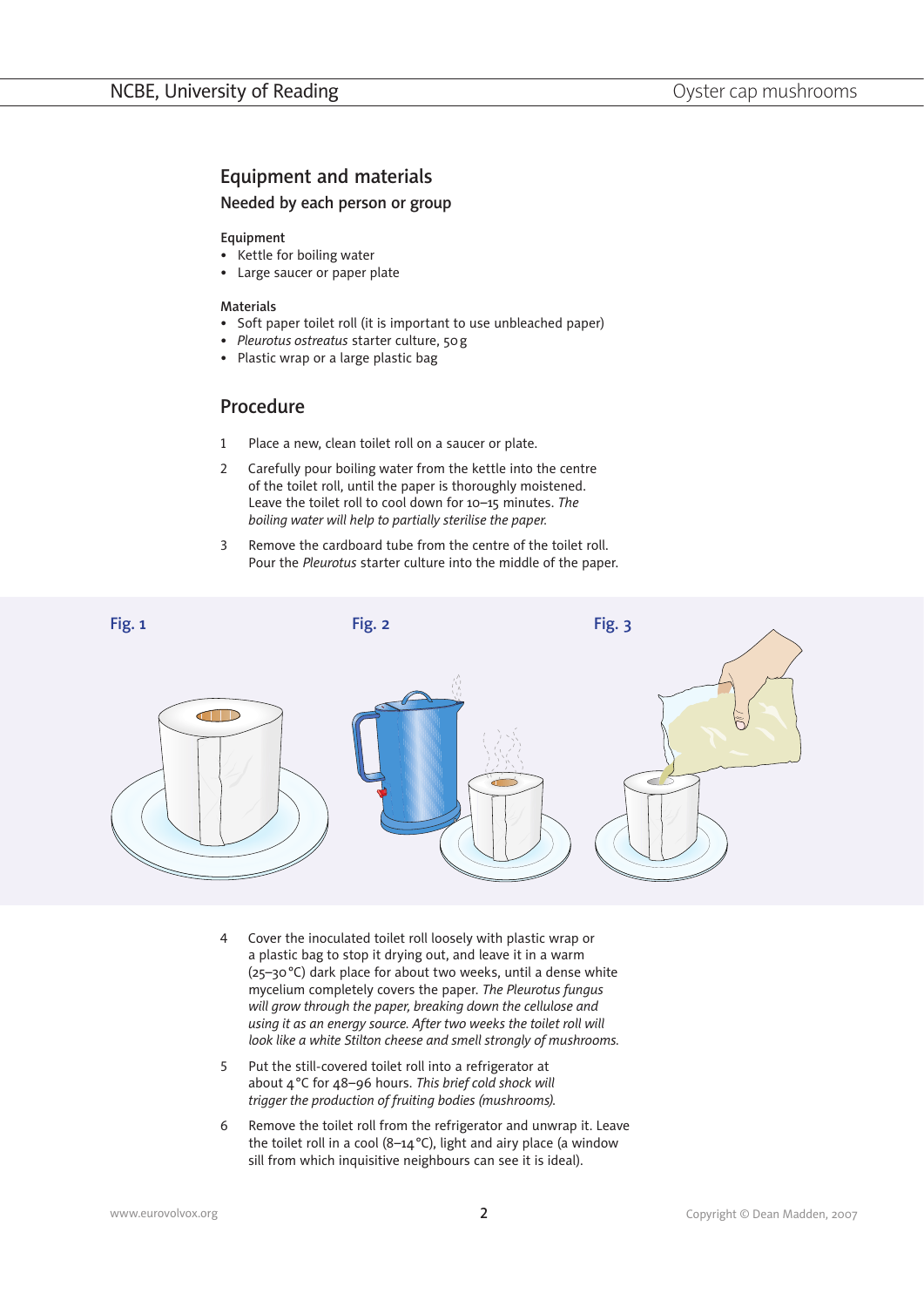## Equipment and materials

### Needed by each person or group

**Equipment**

- Kettle for boiling water
- Large saucer or paper plate

**Materials**

- Soft paper toilet roll (it is important to use unbleached paper)
- *Pleurotus ostreatus* starter culture, 50 g
- Plastic wrap or a large plastic bag

## Procedure

1. Place a new, clean toilet roll on a saucer or plate.
2. Carefully pour boiling water from the kettle into the centre of the toilet roll, until the paper is thoroughly moistened. Leave the toilet roll to cool down for 10–15 minutes. *The boiling water will help to partially sterilise the paper.*
3. Remove the cardboard tube from the centre of the toilet roll. Pour the *Pleurotus* starter culture into the middle of the paper.

Fig. 1 Fig. 2 Fig. 3

4. Cover the inoculated toilet roll loosely with plastic wrap or a plastic bag to stop it drying out, and leave it in a warm (25–30 °C) dark place for about two weeks, until a dense white mycelium completely covers the paper. *The Pleurotus fungus will grow through the paper, breaking down the cellulose and using it as an energy source. After two weeks the toilet roll will look like a white Stilton cheese and smell strongly of mushrooms.*
5. Put the still-covered toilet roll into a refrigerator at about 4 °C for 48–96 hours. *This brief cold shock will trigger the production of fruiting bodies (mushrooms).*
6. Remove the toilet roll from the refrigerator and unwrap it. Leave the toilet roll in a cool (8–14 °C), light and airy place (a window sill from which inquisitive neighbours can see it is ideal).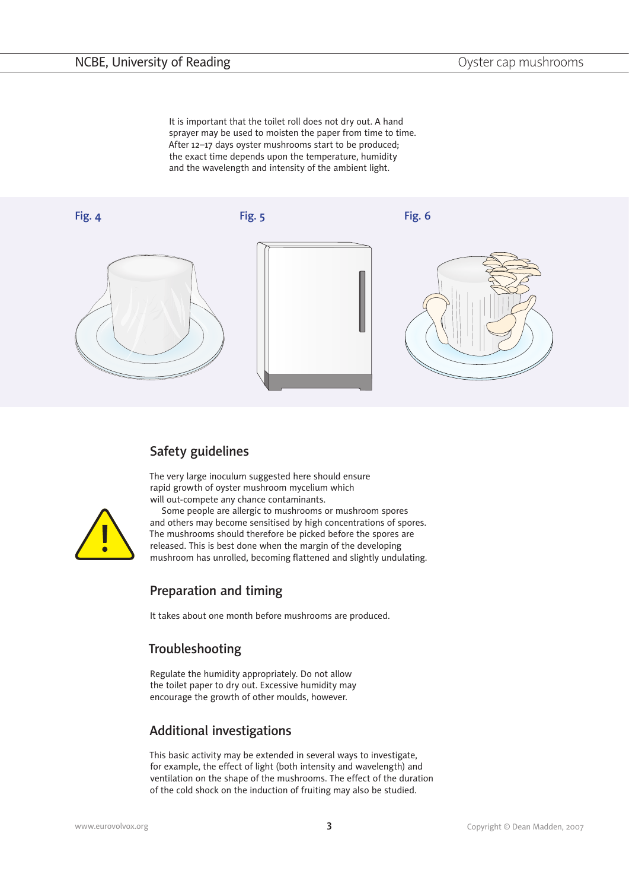It is important that the toilet roll does not dry out. A hand sprayer may be used to moisten the paper from time to time. After 12–17 days oyster mushrooms start to be produced; the exact time depends upon the temperature, humidity and the wavelength and intensity of the ambient light.

Fig. 4

Fig. 5

Fig. 6

## Safety guidelines

The very large inoculum suggested here should ensure rapid growth of oyster mushroom mycelium which will out-compete any chance contaminants.

Some people are allergic to mushrooms or mushroom spores and others may become sensitised by high concentrations of spores. The mushrooms should therefore be picked before the spores are released. This is best done when the margin of the developing mushroom has unrolled, becoming flattened and slightly undulating.

## Preparation and timing

It takes about one month before mushrooms are produced.

## Troubleshooting

Regulate the humidity appropriately. Do not allow the toilet paper to dry out. Excessive humidity may encourage the growth of other moulds, however.

## Additional investigations

This basic activity may be extended in several ways to investigate, for example, the effect of light (both intensity and wavelength) and ventilation on the shape of the mushrooms. The effect of the duration of the cold shock on the induction of fruiting may also be studied.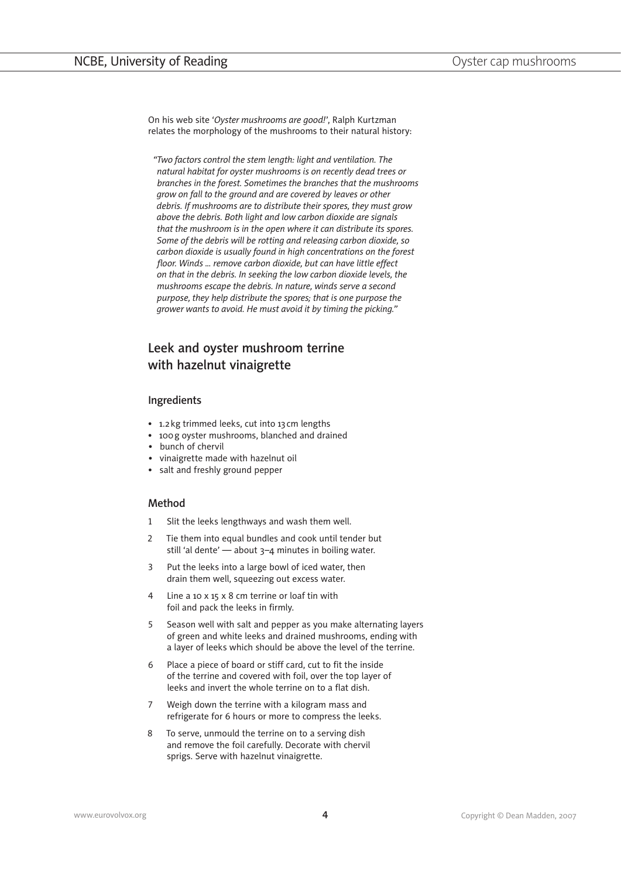On his web site '*Oyster mushrooms are good!*', Ralph Kurtzman relates the morphology of the mushrooms to their natural history:

> *"Two factors control the stem length: light and ventilation. The natural habitat for oyster mushrooms is on recently dead trees or branches in the forest. Sometimes the branches that the mushrooms grow on fall to the ground and are covered by leaves or other debris. If mushrooms are to distribute their spores, they must grow above the debris. Both light and low carbon dioxide are signals that the mushroom is in the open where it can distribute its spores. Some of the debris will be rotting and releasing carbon dioxide, so carbon dioxide is usually found in high concentrations on the forest floor. Winds ... remove carbon dioxide, but can have little effect on that in the debris. In seeking the low carbon dioxide levels, the mushrooms escape the debris. In nature, winds serve a second purpose, they help distribute the spores; that is one purpose the grower wants to avoid. He must avoid it by timing the picking."*

## Leek and oyster mushroom terrine with hazelnut vinaigrette

### Ingredients

- 1.2 kg trimmed leeks, cut into 13 cm lengths
- 100 g oyster mushrooms, blanched and drained
- bunch of chervil
- vinaigrette made with hazelnut oil
- salt and freshly ground pepper

### Method

1. Slit the leeks lengthways and wash them well.
2. Tie them into equal bundles and cook until tender but still 'al dente' — about 3–4 minutes in boiling water.
3. Put the leeks into a large bowl of iced water, then drain them well, squeezing out excess water.
4. Line a 10 x 15 x 8 cm terrine or loaf tin with foil and pack the leeks in firmly.
5. Season well with salt and pepper as you make alternating layers of green and white leeks and drained mushrooms, ending with a layer of leeks which should be above the level of the terrine.
6. Place a piece of board or stiff card, cut to fit the inside of the terrine and covered with foil, over the top layer of leeks and invert the whole terrine on to a flat dish.
7. Weigh down the terrine with a kilogram mass and refrigerate for 6 hours or more to compress the leeks.
8. To serve, unmould the terrine on to a serving dish and remove the foil carefully. Decorate with chervil sprigs. Serve with hazelnut vinaigrette.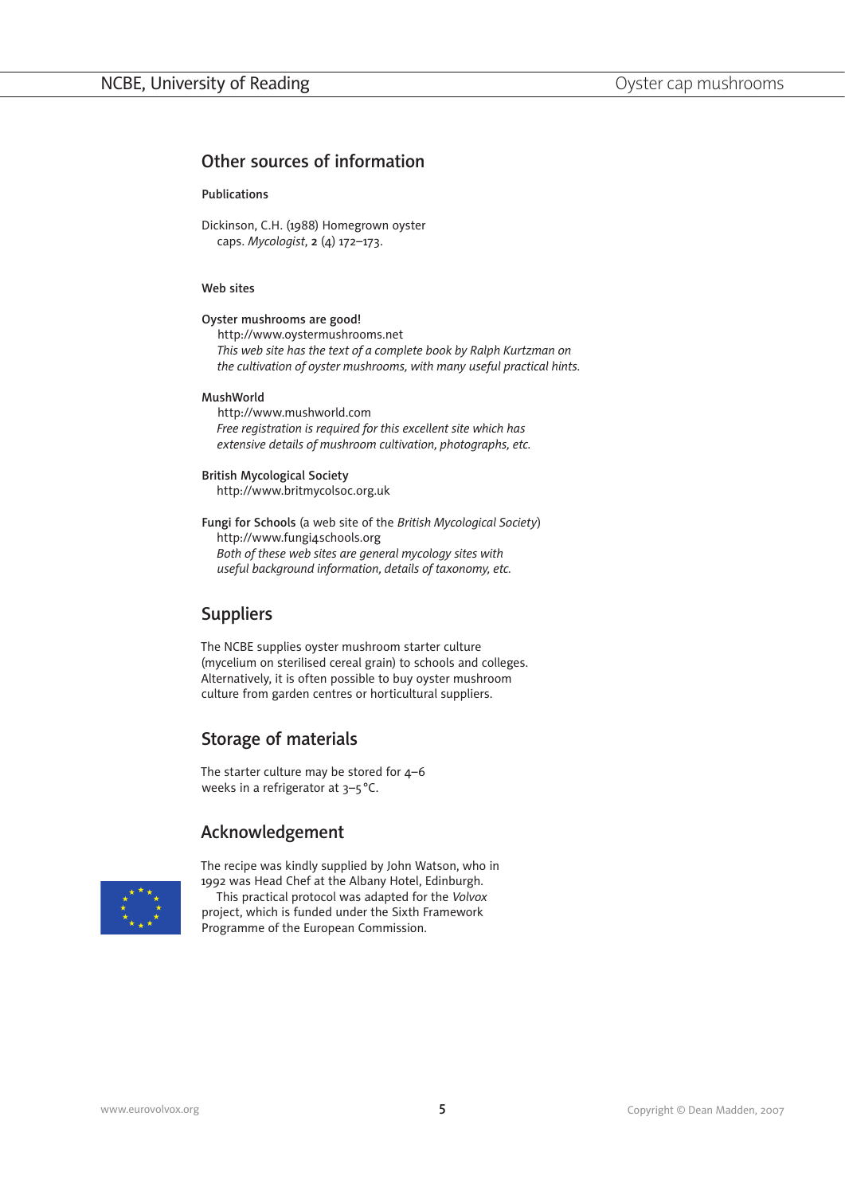## Other sources of information

**Publications**

Dickinson, C.H. (1988) Homegrown oyster caps. *Mycologist*, **2** (4) 172–173.

**Web sites**

**Oyster mushrooms are good!**
http://www.oystermushrooms.net
*This web site has the text of a complete book by Ralph Kurtzman on the cultivation of oyster mushrooms, with many useful practical hints.*

**MushWorld**
http://www.mushworld.com
*Free registration is required for this excellent site which has extensive details of mushroom cultivation, photographs, etc.*

**British Mycological Society**
http://www.britmycolsoc.org.uk

**Fungi for Schools** (a web site of the *British Mycological Society*)
http://www.fungi4schools.org
*Both of these web sites are general mycology sites with useful background information, details of taxonomy, etc.*

## Suppliers

The NCBE supplies oyster mushroom starter culture (mycelium on sterilised cereal grain) to schools and colleges. Alternatively, it is often possible to buy oyster mushroom culture from garden centres or horticultural suppliers.

## Storage of materials

The starter culture may be stored for 4–6 weeks in a refrigerator at 3–5 °C.

## Acknowledgement

The recipe was kindly supplied by John Watson, who in 1992 was Head Chef at the Albany Hotel, Edinburgh.

This practical protocol was adapted for the *Volvox* project, which is funded under the Sixth Framework Programme of the European Commission.